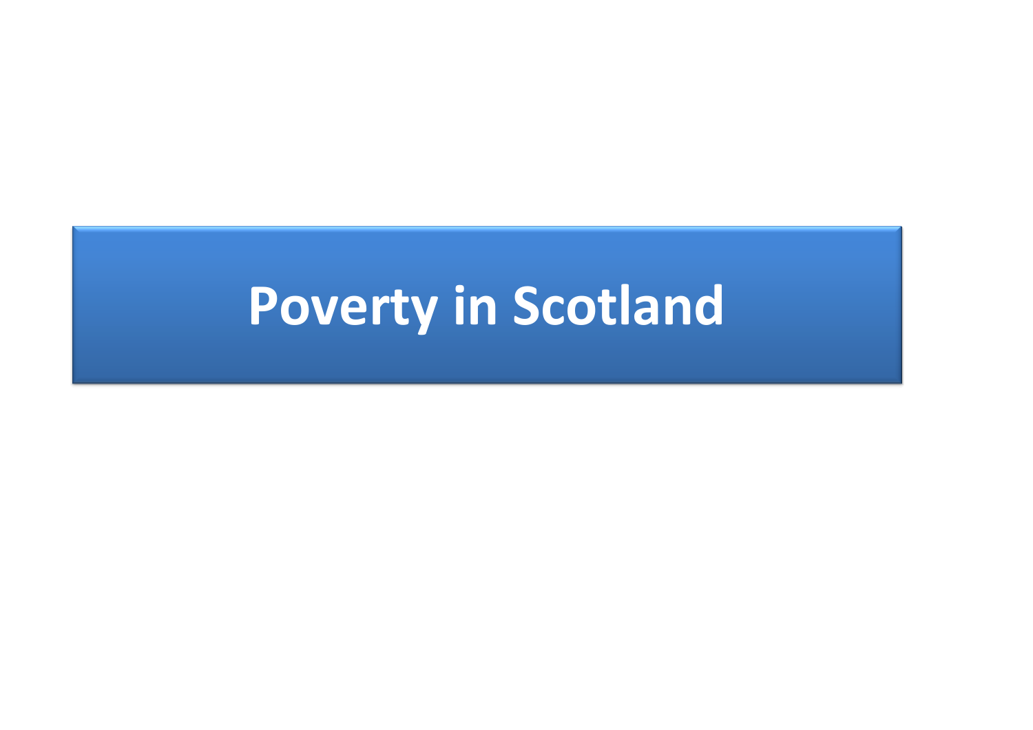# Poverty in Scotland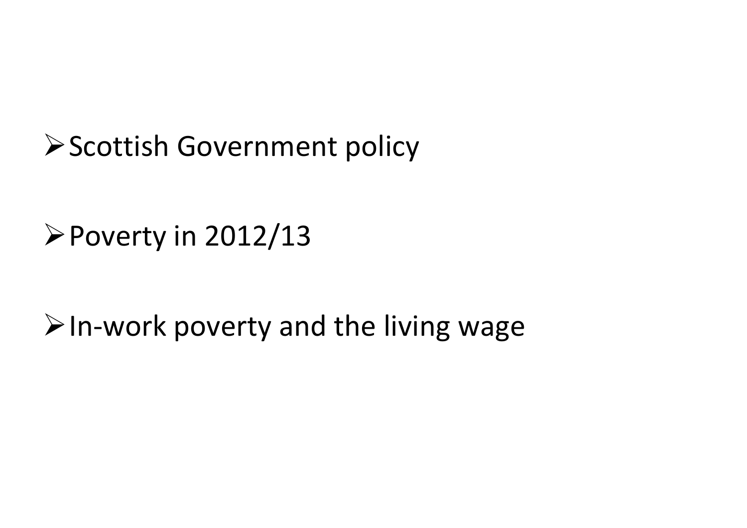- Scottish Government policy

- Poverty in 2012/13

- In-work poverty and the living wage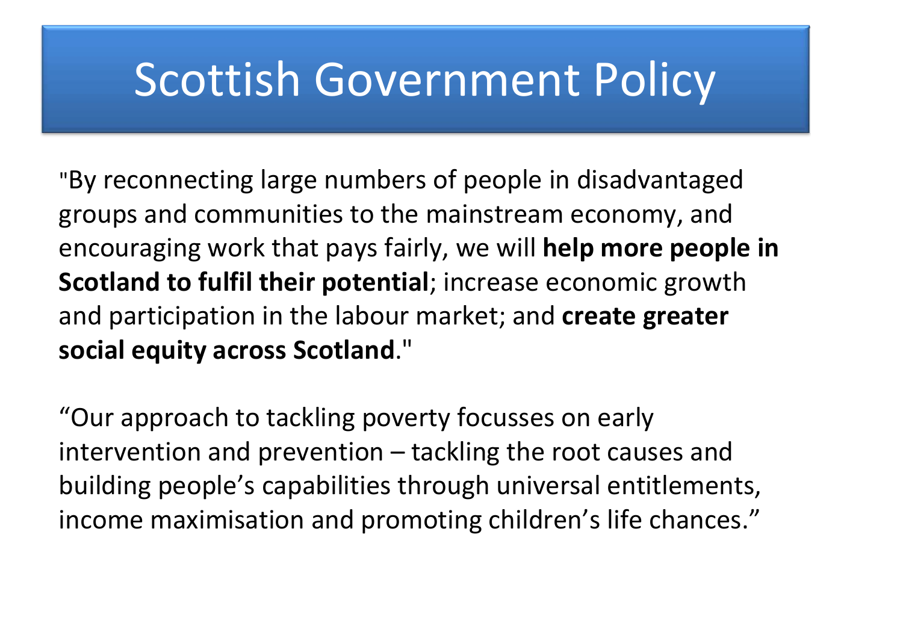# Scottish Government Policy

"By reconnecting large numbers of people in disadvantaged groups and communities to the mainstream economy, and encouraging work that pays fairly, we will **help more people in Scotland to fulfil their potential**; increase economic growth and participation in the labour market; and **create greater social equity across Scotland**."

"Our approach to tackling poverty focusses on early intervention and prevention – tackling the root causes and building people's capabilities through universal entitlements, income maximisation and promoting children's life chances."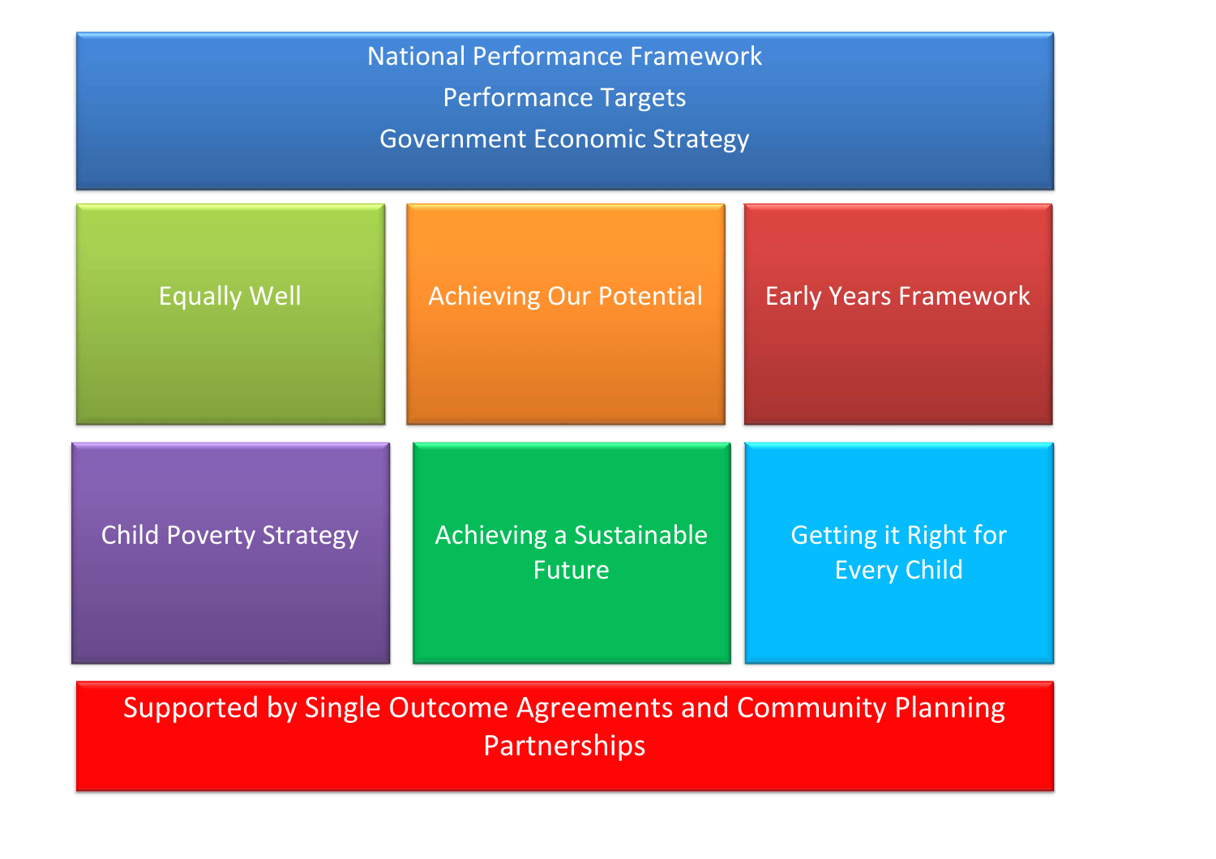National Performance Framework

Performance Targets

Government Economic Strategy

| Equally Well | Achieving Our Potential | Early Years Framework |
| --- | --- | --- |
| Child Poverty Strategy | Achieving a Sustainable Future | Getting it Right for Every Child |

Supported by Single Outcome Agreements and Community Planning Partnerships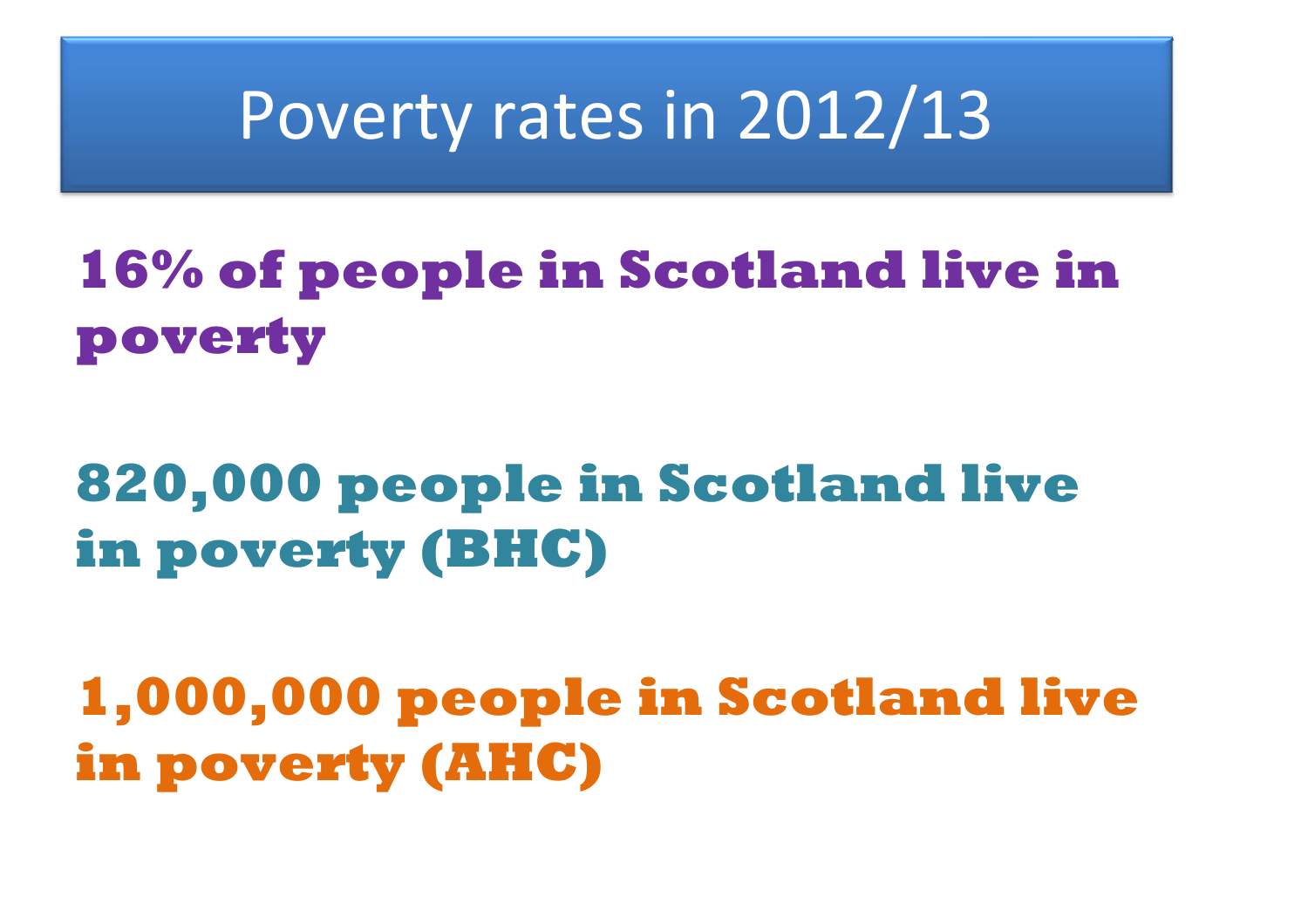# Poverty rates in 2012/13

**16% of people in Scotland live in poverty**

**820,000 people in Scotland live in poverty (BHC)**

**1,000,000 people in Scotland live in poverty (AHC)**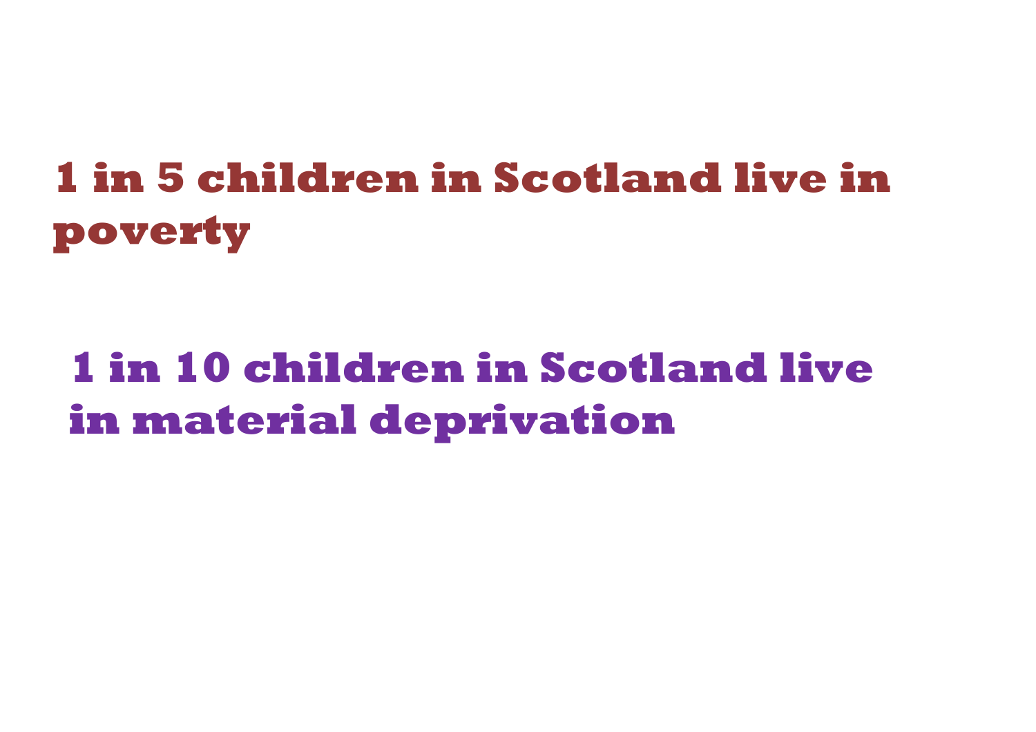**1 in 5 children in Scotland live in poverty**

**1 in 10 children in Scotland live in material deprivation**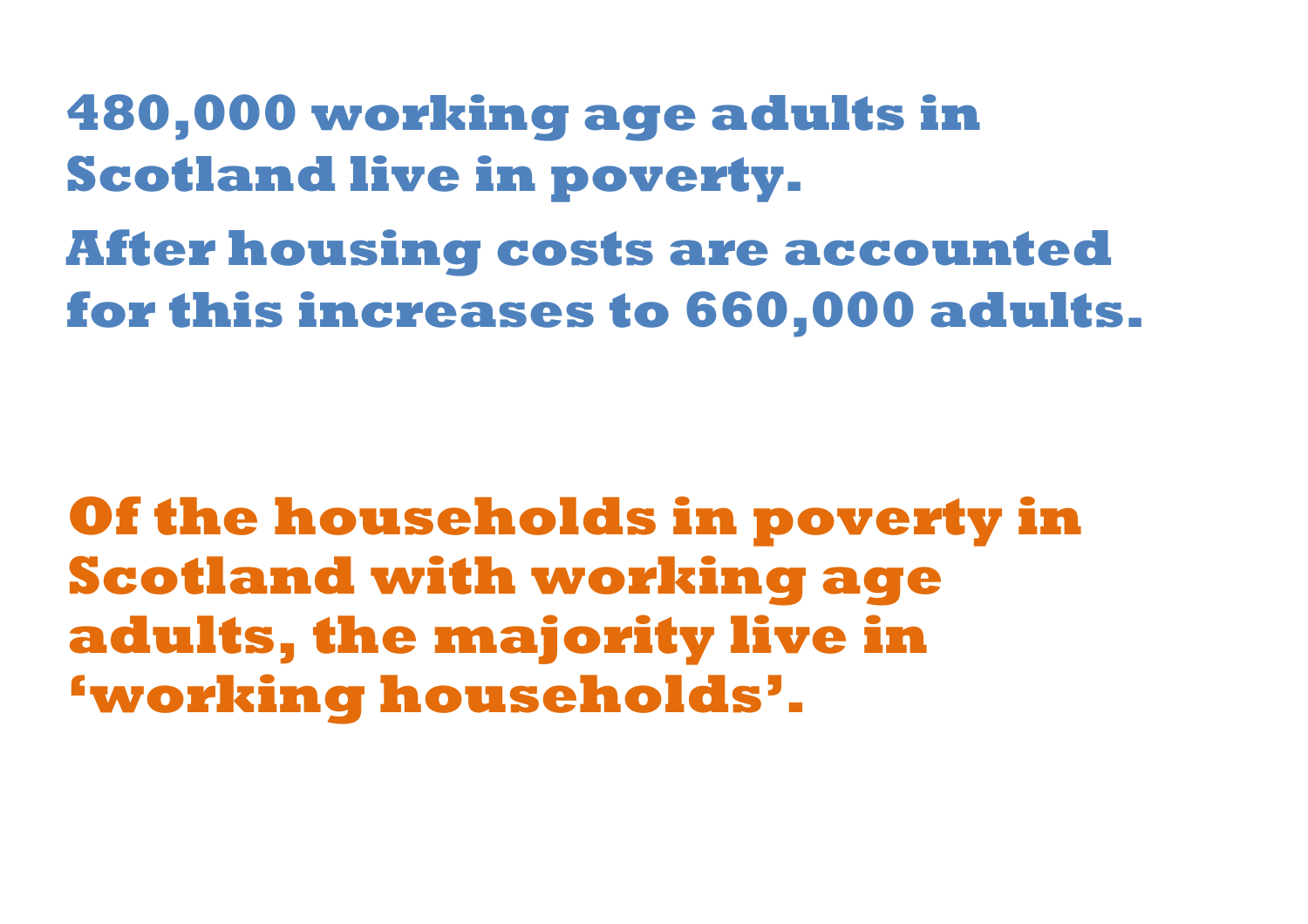**480,000 working age adults in Scotland live in poverty.**

**After housing costs are accounted for this increases to 660,000 adults.**

**Of the households in poverty in Scotland with working age adults, the majority live in 'working households'.**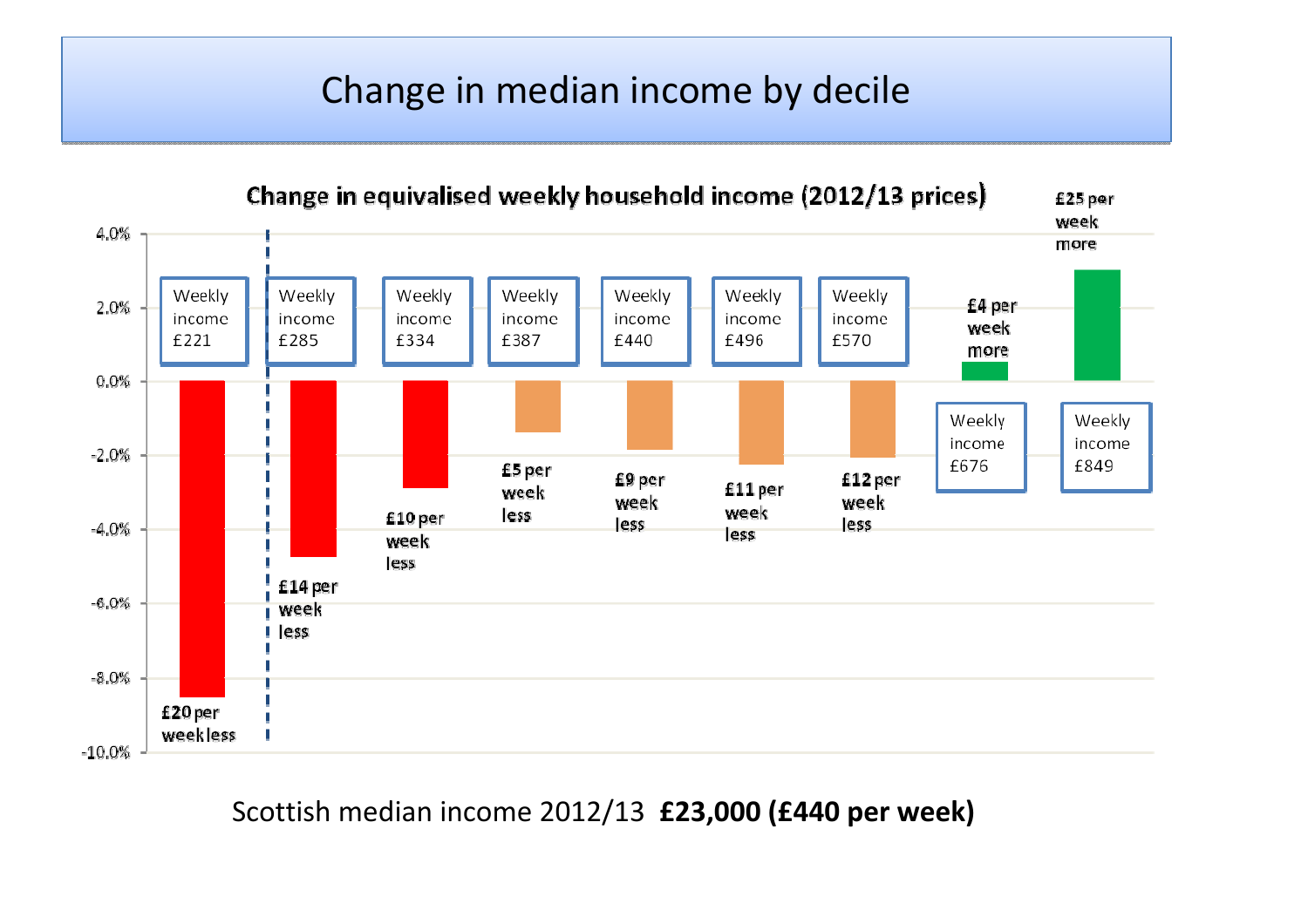# Change in median income by decile

**Change in equivalised weekly household income (2012/13 prices)**

| Weekly income | Change |
|---|---|
| £221 | £20 per week less |
| £285 | £14 per week less |
| £334 | £10 per week less |
| £387 | £5 per week less |
| £440 | £9 per week less |
| £496 | £11 per week less |
| £570 | £12 per week less |
| £676 | £4 per week more |
| £849 | £25 per week more |

Scottish median income 2012/13 **£23,000 (£440 per week)**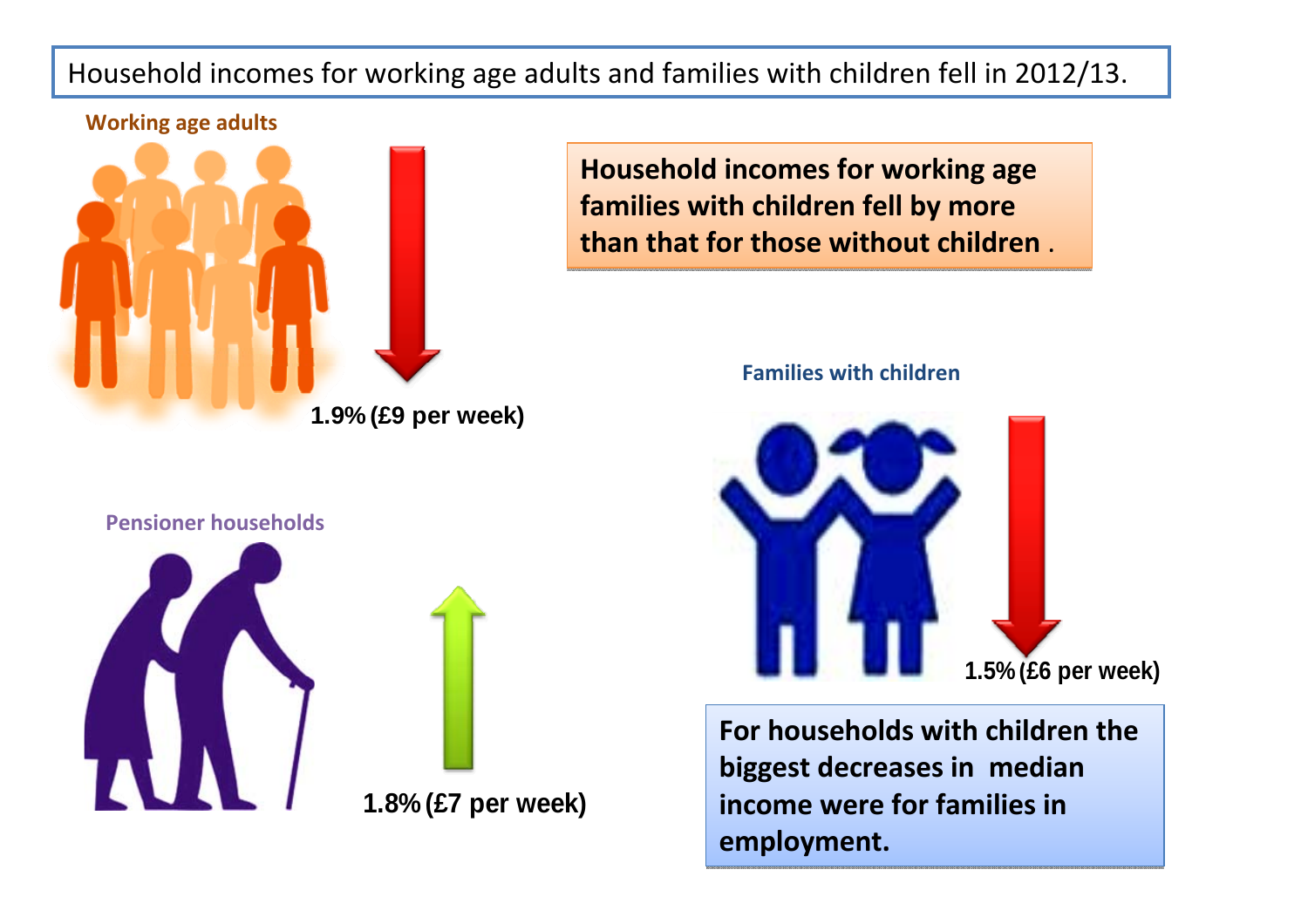Household incomes for working age adults and families with children fell in 2012/13.

**Working age adults**

**1.9% (£9 per week)**

**Household incomes for working age families with children fell by more than that for those without children .**

**Families with children**

**1.5% (£6 per week)**

**Pensioner households**

**1.8% (£7 per week)**

**For households with children the biggest decreases in median income were for families in employment.**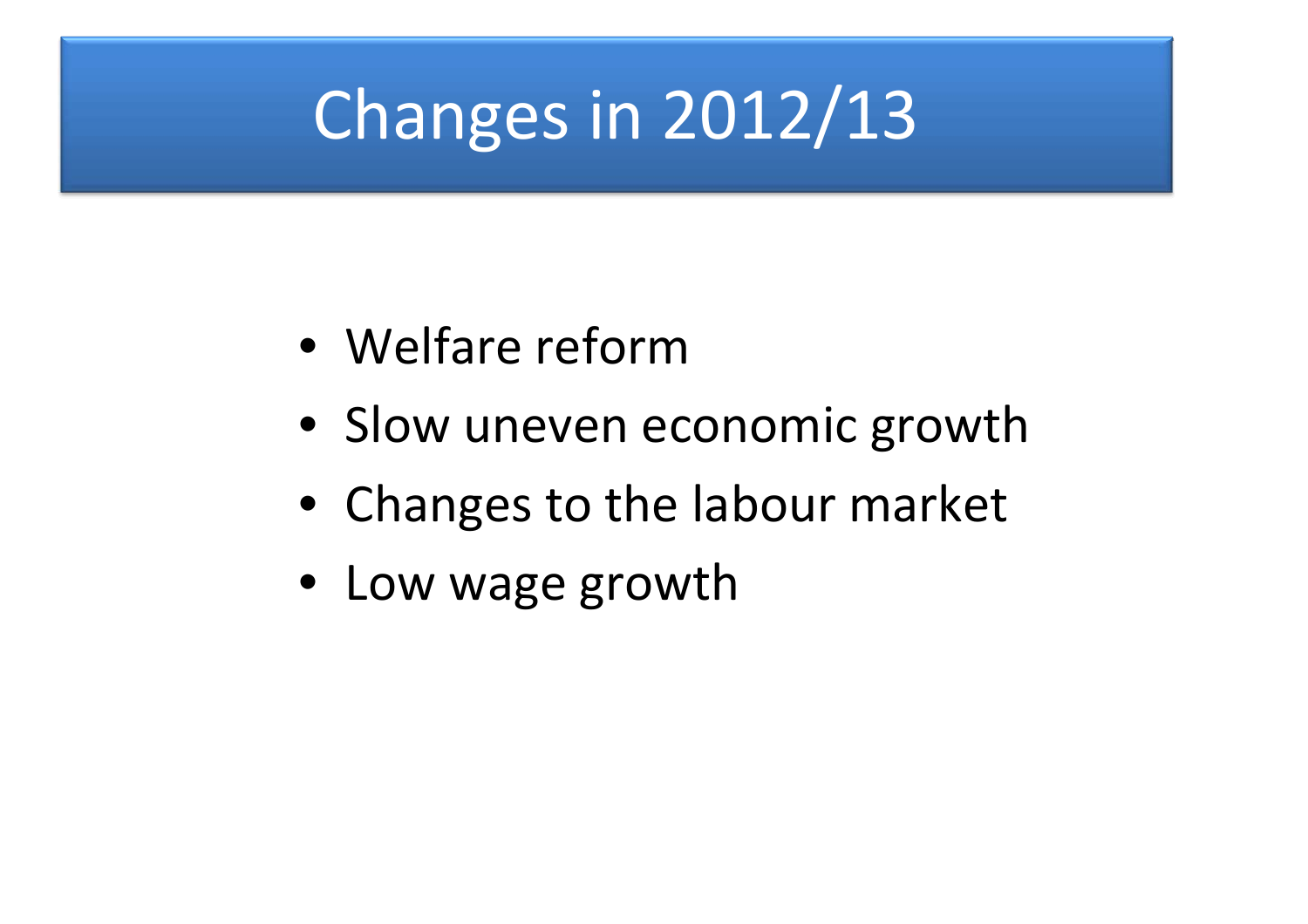# Changes in 2012/13

- Welfare reform
- Slow uneven economic growth
- Changes to the labour market
- Low wage growth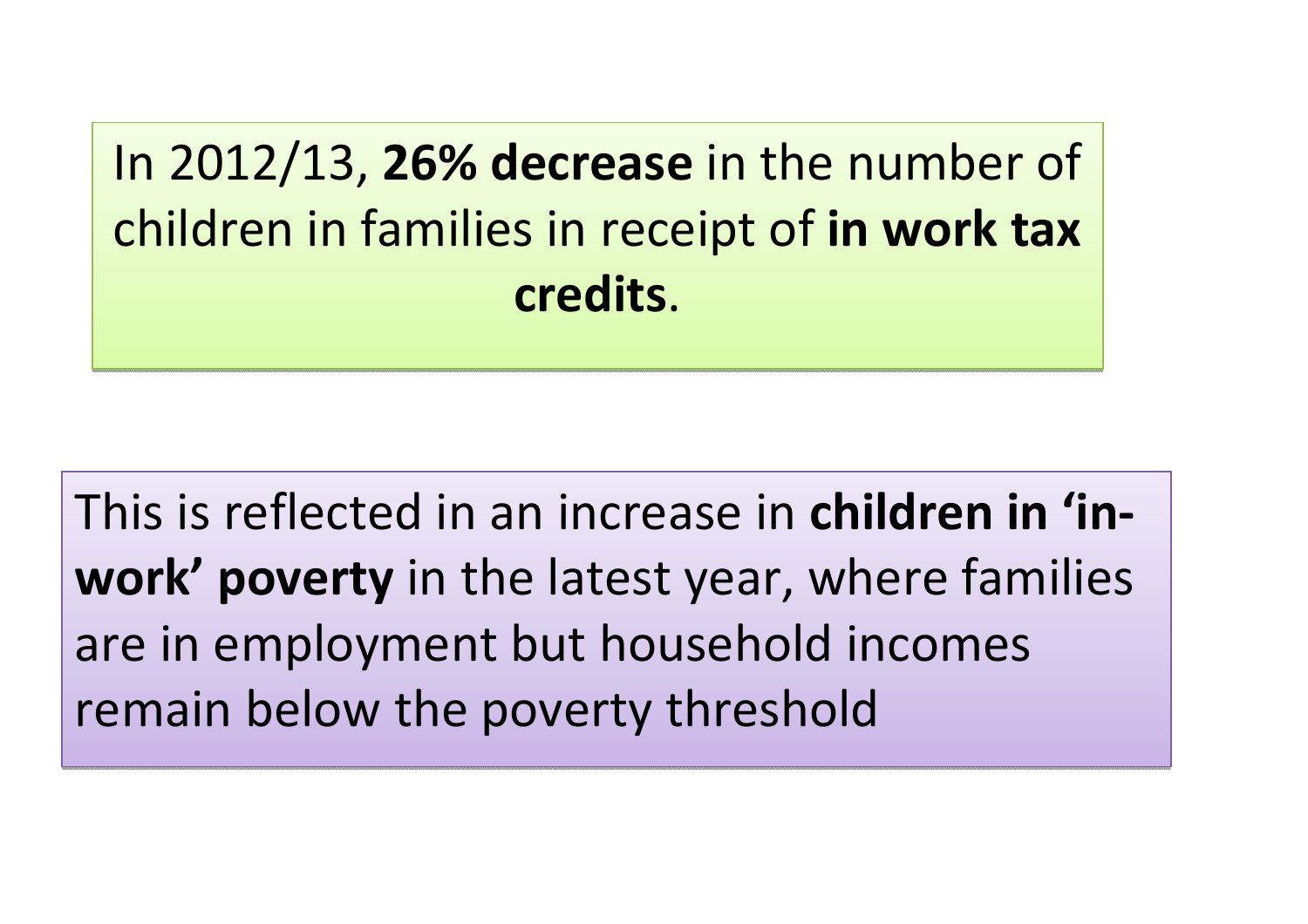In 2012/13, **26% decrease** in the number of children in families in receipt of **in work tax credits**.

This is reflected in an increase in **children in 'in-work' poverty** in the latest year, where families are in employment but household incomes remain below the poverty threshold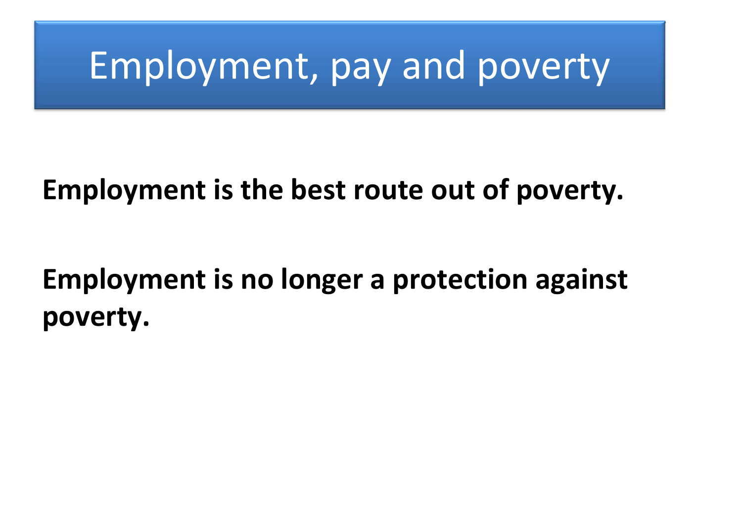# Employment, pay and poverty

**Employment is the best route out of poverty.**

**Employment is no longer a protection against poverty.**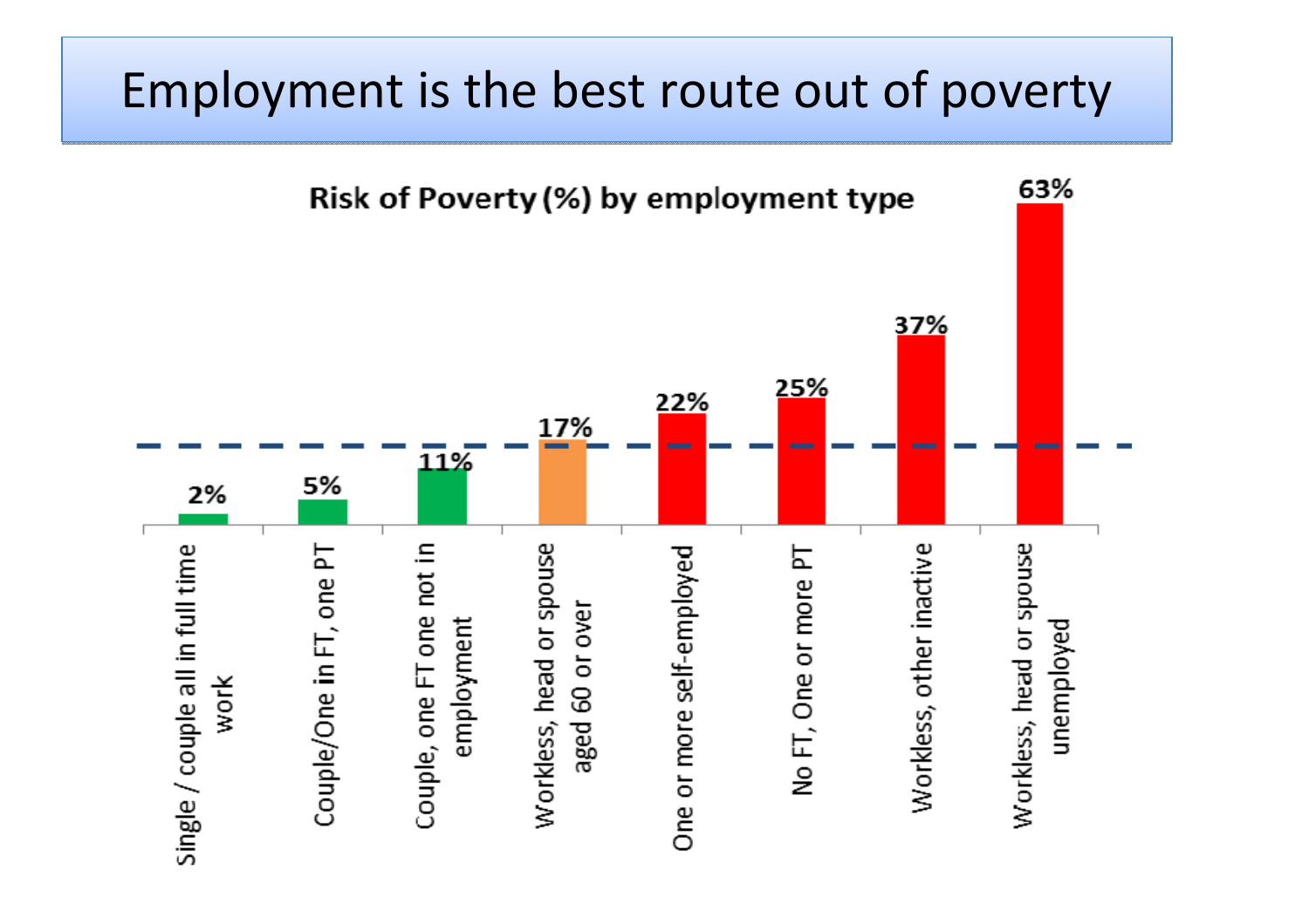# Employment is the best route out of poverty

**Risk of Poverty (%) by employment type**

| Employment type | Risk of Poverty (%) |
| --- | --- |
| Single / couple all in full time work | 2% |
| Couple/One in FT, one PT | 5% |
| Couple, one FT one not in employment | 11% |
| Workless, head or spouse aged 60 or over | 17% |
| One or more self-employed | 22% |
| No FT, One or more PT | 25% |
| Workless, other inactive | 37% |
| Workless, head or spouse unemployed | 63% |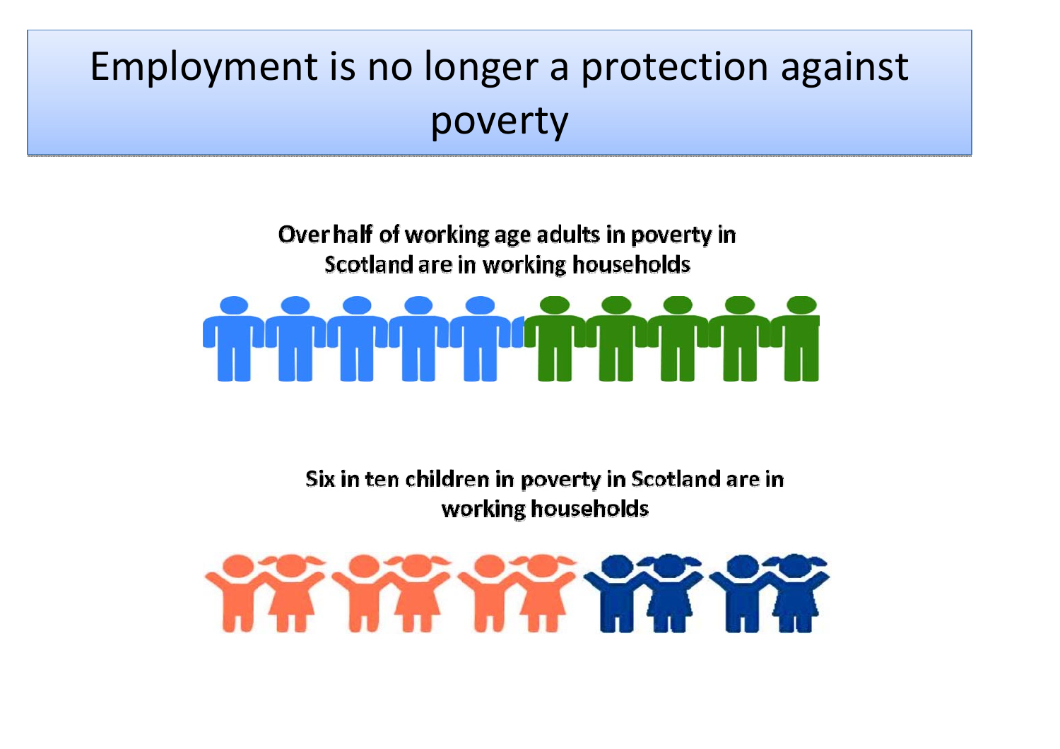# Employment is no longer a protection against poverty

**Over half of working age adults in poverty in Scotland are in working households**

**Six in ten children in poverty in Scotland are in working households**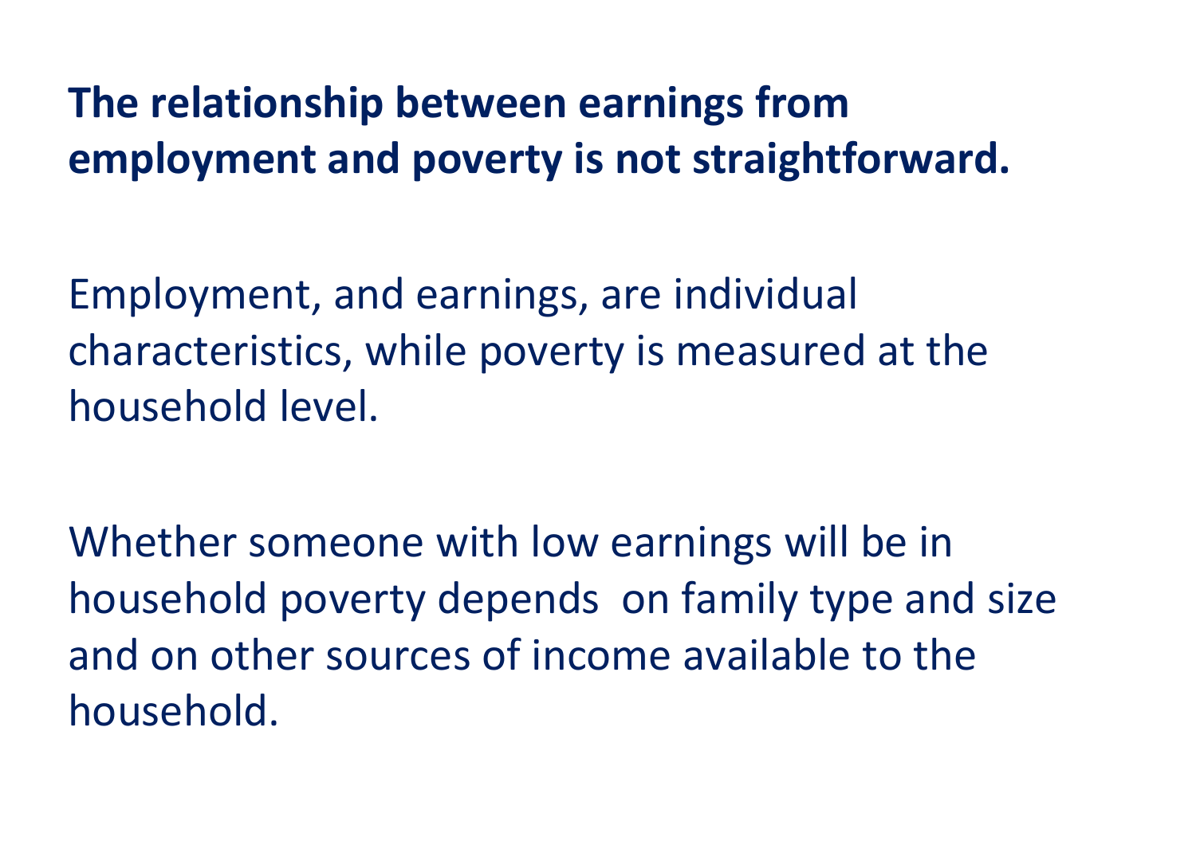**The relationship between earnings from employment and poverty is not straightforward.**

Employment, and earnings, are individual characteristics, while poverty is measured at the household level.

Whether someone with low earnings will be in household poverty depends  on family type and size and on other sources of income available to the household.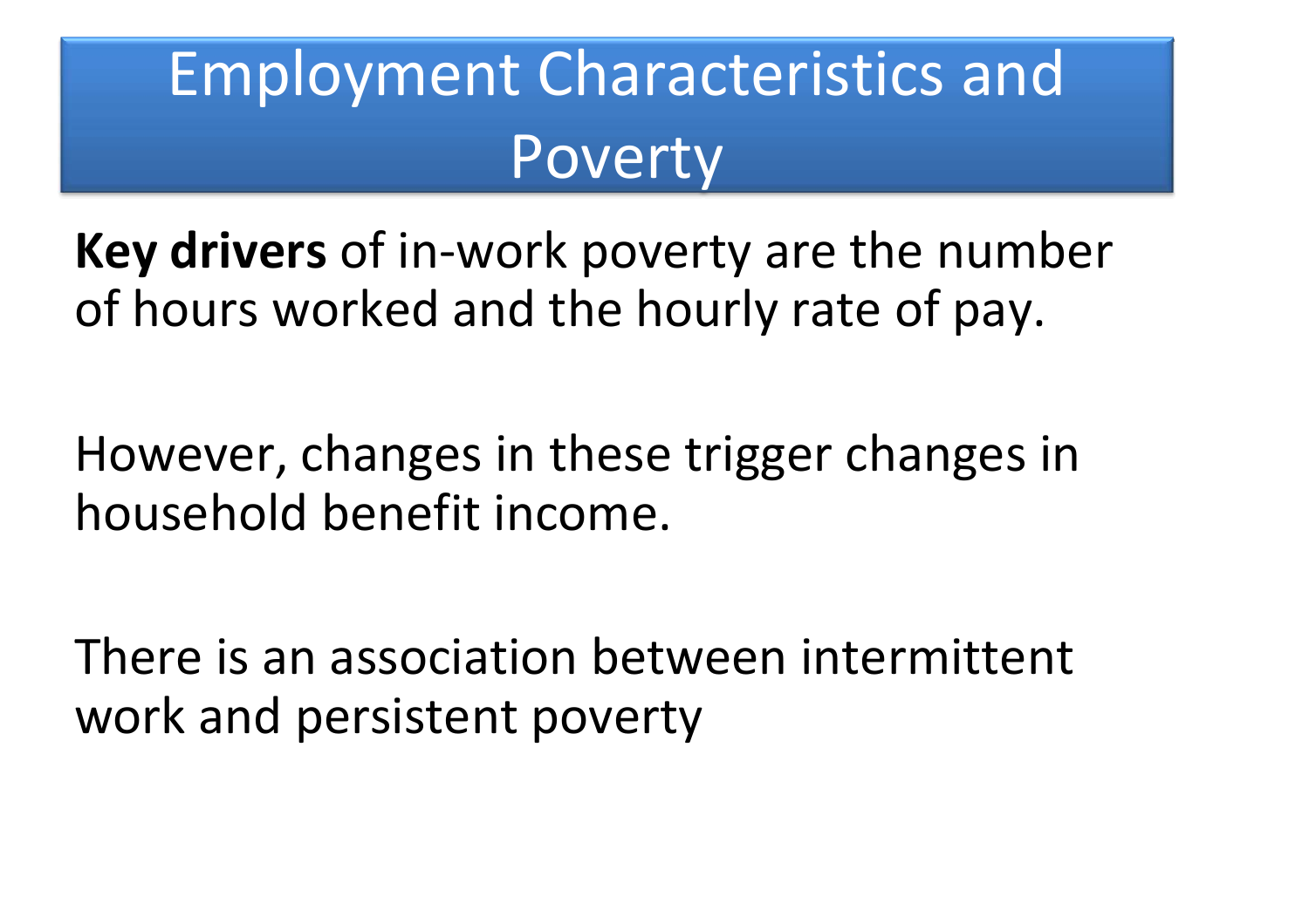# Employment Characteristics and Poverty

**Key drivers** of in-work poverty are the number of hours worked and the hourly rate of pay.

However, changes in these trigger changes in household benefit income.

There is an association between intermittent work and persistent poverty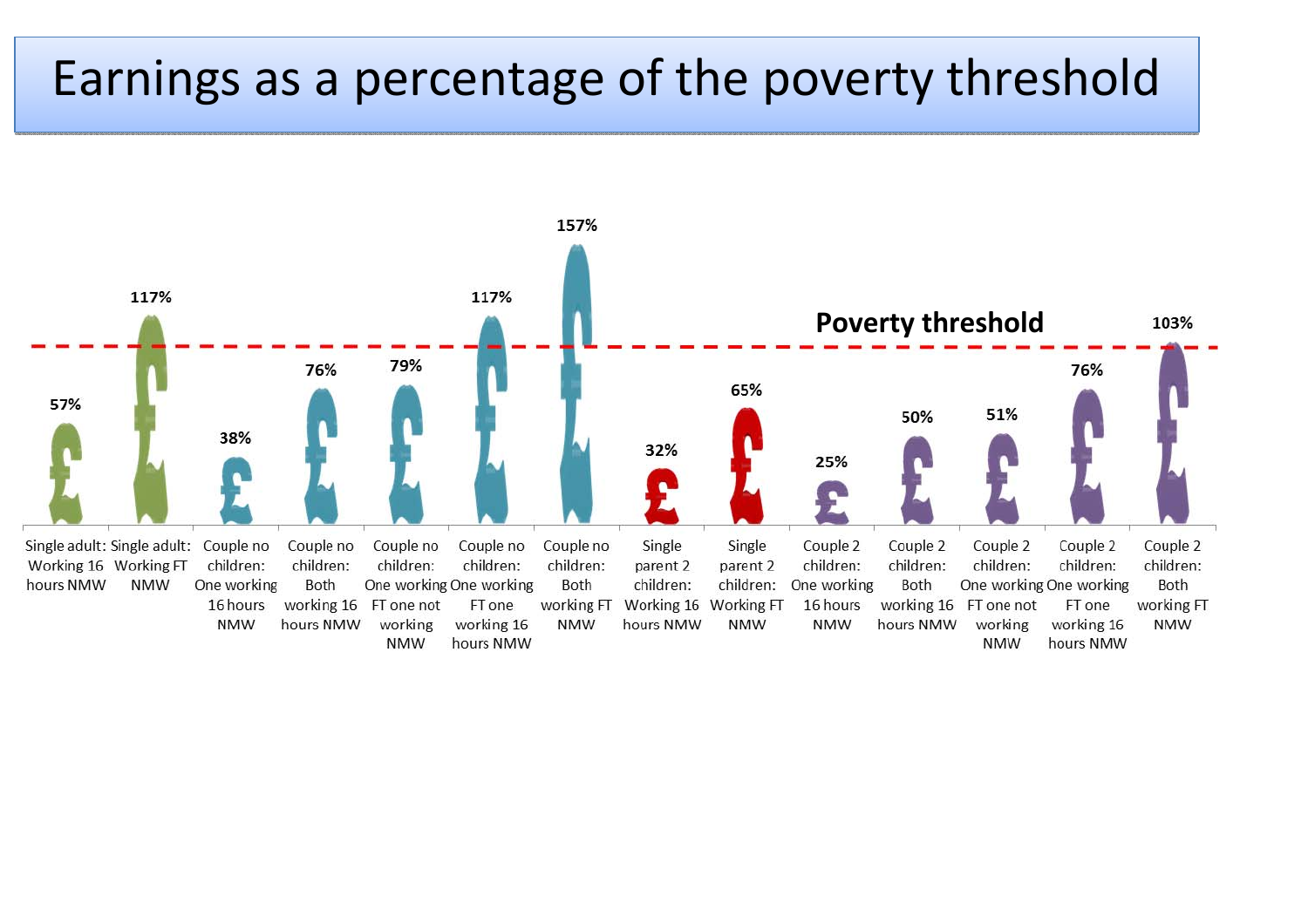# Earnings as a percentage of the poverty threshold

Poverty threshold

| Household | Earnings as % of poverty threshold |
| --- | --- |
| Single adult: Working 16 hours NMW | 57% |
| Single adult: Working FT NMW | 117% |
| Couple no children: One working 16 hours NMW | 38% |
| Couple no children: Both working 16 hours NMW | 76% |
| Couple no children: One working FT one not working NMW | 79% |
| Couple no children: One working FT one working 16 hours NMW | 117% |
| Couple no children: Both working FT NMW | 157% |
| Single parent 2 children: Working 16 hours NMW | 32% |
| Single parent 2 children: Working FT NMW | 65% |
| Couple 2 children: One working 16 hours NMW | 25% |
| Couple 2 children: Both working 16 hours NMW | 50% |
| Couple 2 children: One working FT one not working NMW | 51% |
| Couple 2 children: One working FT one working 16 hours NMW | 76% |
| Couple 2 children: Both working FT NMW | 103% |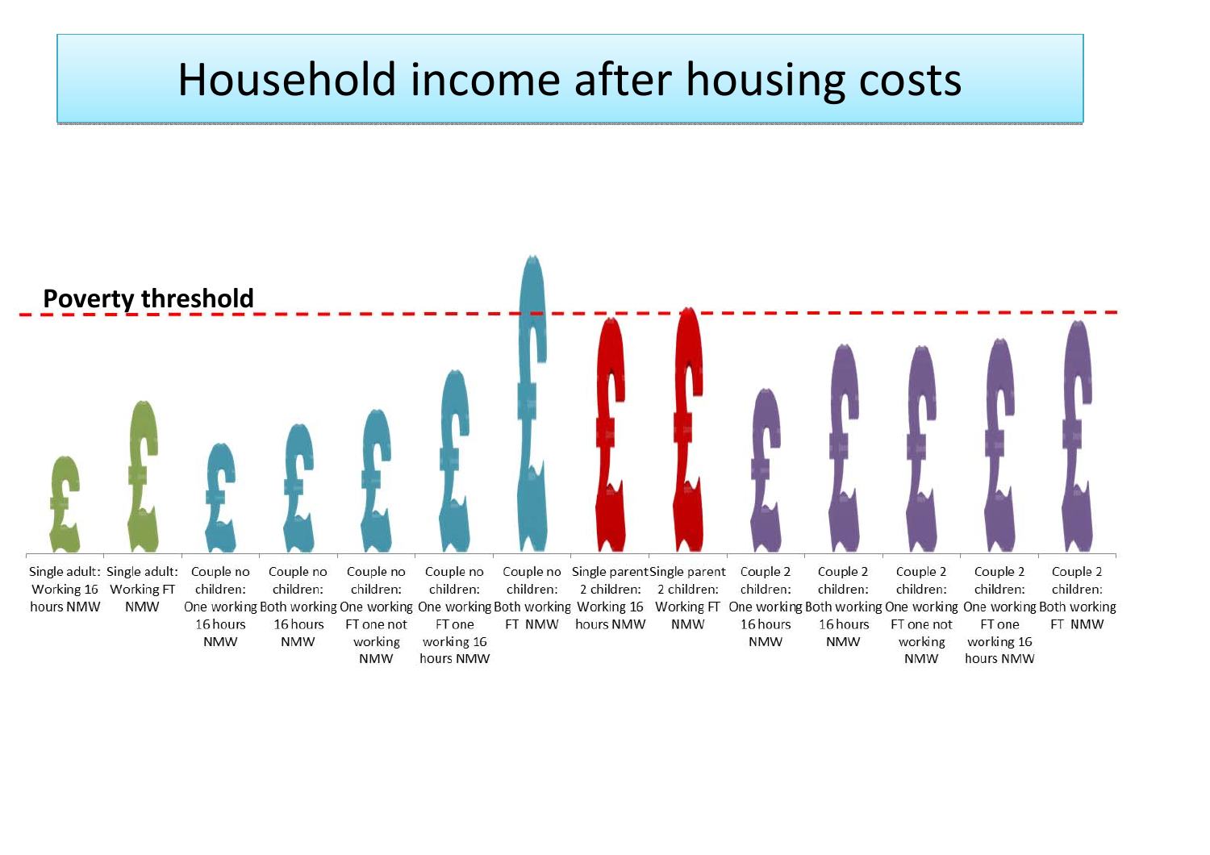# Household income after housing costs

**Poverty threshold**

Single adult: Working 16 hours NMW

Single adult: Working FT NMW

Couple no children: One working 16 hours NMW

Couple no children: Both working 16 hours NMW

Couple no children: One working FT one not working NMW

Couple no children: One working FT one working 16 hours NMW

Couple no children: Both working FT NMW

Single parent 2 children: Working 16 hours NMW

Single parent 2 children: Working FT NMW

Couple 2 children: One working 16 hours NMW

Couple 2 children: Both working 16 hours NMW

Couple 2 children: One working FT one not working NMW

Couple 2 children: One working FT one working 16 hours NMW

Couple 2 children: Both working FT NMW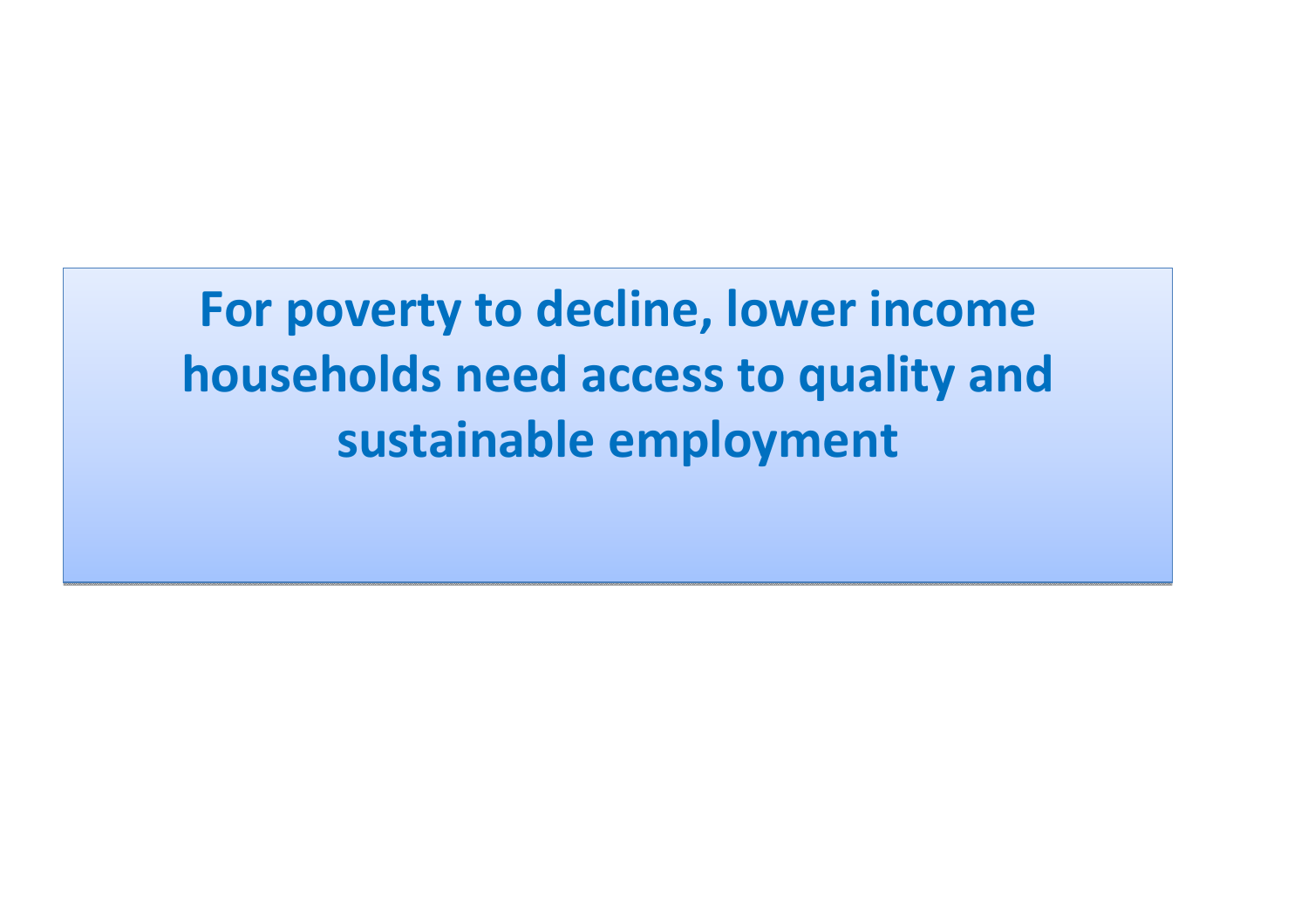**For poverty to decline, lower income households need access to quality and sustainable employment**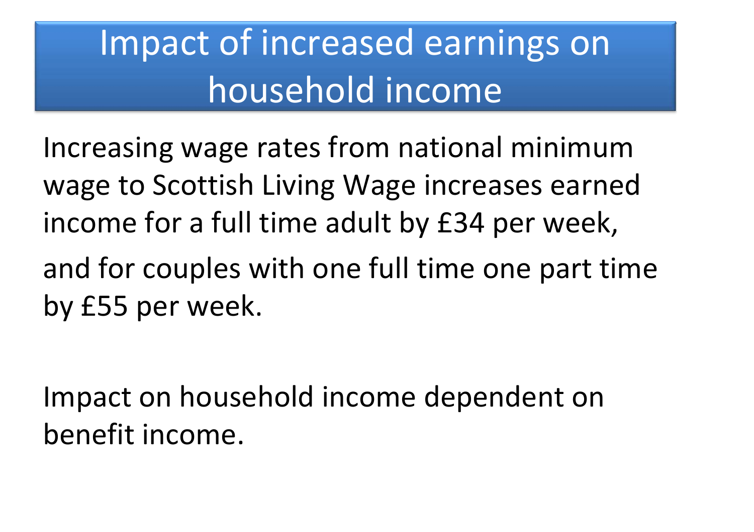# Impact of increased earnings on household income

Increasing wage rates from national minimum wage to Scottish Living Wage increases earned income for a full time adult by £34 per week,

and for couples with one full time one part time by £55 per week.

Impact on household income dependent on benefit income.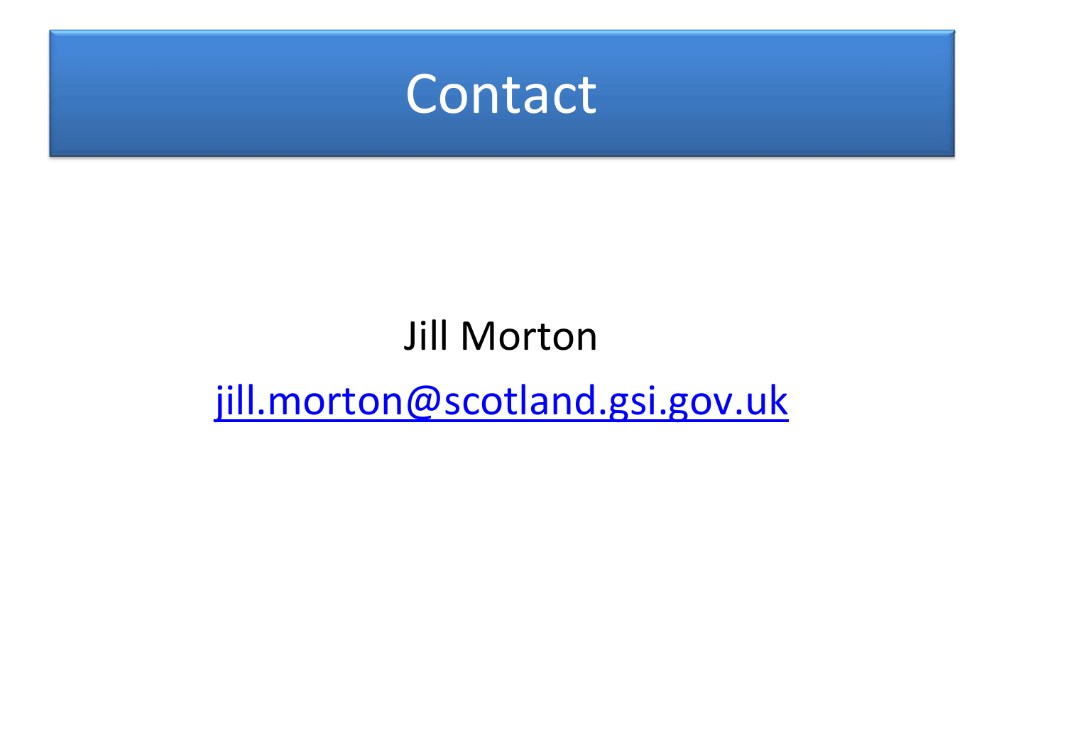# Contact

Jill Morton

[jill.morton@scotland.gsi.gov.uk](mailto:jill.morton@scotland.gsi.gov.uk)